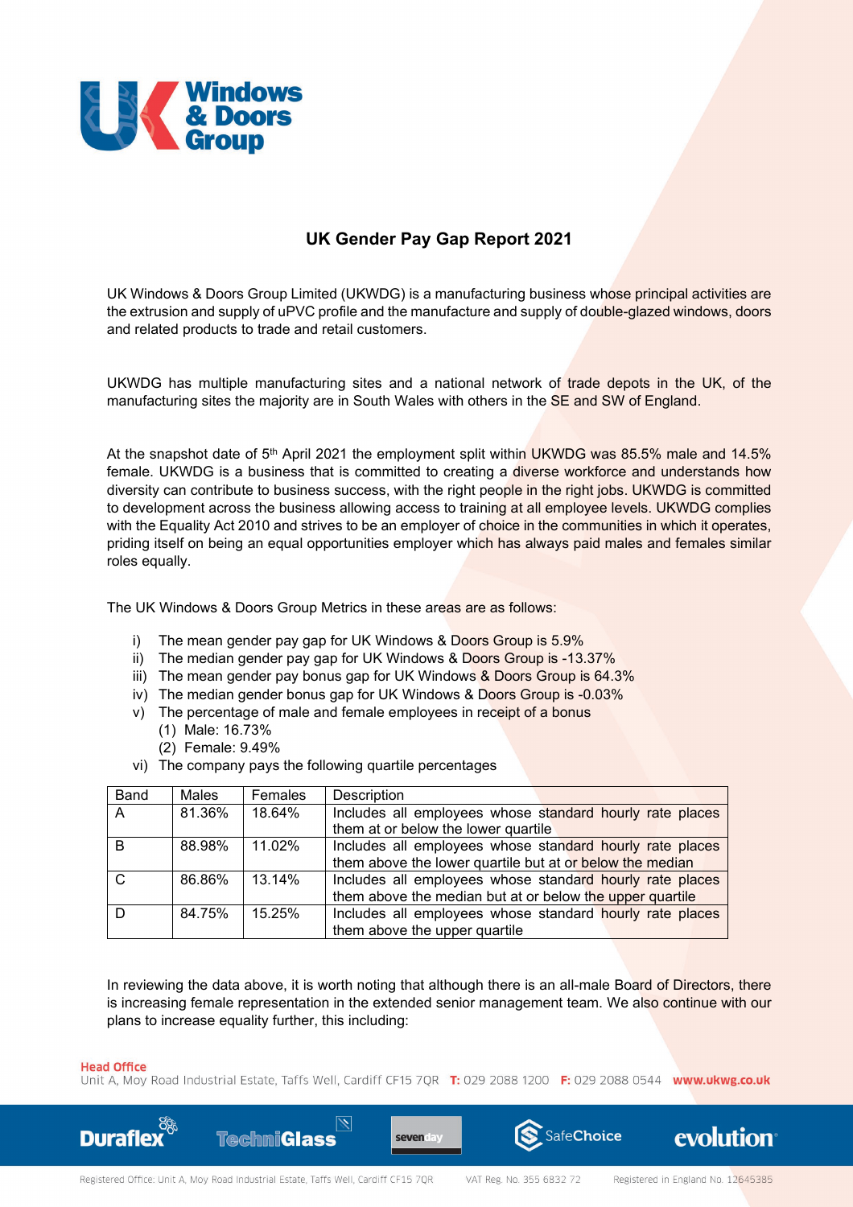# UK Gender Pay Gap Report 2021

UK Windows & Doors Group Limited (UKWDG) is a manufacturing business whose principal activities are the extrusion and supply of uPVC profile and the manufacture and supply of double-glazed windows, doors and related products to trade and retail customers.

UKWDG has multiple manufacturing sites and a national network of trade depots in the UK, of the manufacturing sites the majority are in South Wales with others in the SE and SW of England.

At the snapshot date of 5th April 2021 the employment split within UKWDG was 85.5% male and 14.5% female. UKWDG is a business that is committed to creating a diverse workforce and understands how diversity can contribute to business success, with the right people in the right jobs. UKWDG is committed to development across the business allowing access to training at all employee levels. UKWDG complies with the Equality Act 2010 and strives to be an employer of choice in the communities in which it operates, priding itself on being an equal opportunities employer which has always paid males and females similar roles equally.

The UK Windows & Doors Group Metrics in these areas are as follows:

i) The mean gender pay gap for UK Windows & Doors Group is 5.9%
ii) The median gender pay gap for UK Windows & Doors Group is -13.37%
iii) The mean gender pay bonus gap for UK Windows & Doors Group is 64.3%
iv) The median gender bonus gap for UK Windows & Doors Group is -0.03%
v) The percentage of male and female employees in receipt of a bonus
   (1) Male: 16.73%
   (2) Female: 9.49%
vi) The company pays the following quartile percentages

| Band | Males | Females | Description |
|---|---|---|---|
| A | 81.36% | 18.64% | Includes all employees whose standard hourly rate places them at or below the lower quartile |
| B | 88.98% | 11.02% | Includes all employees whose standard hourly rate places them above the lower quartile but at or below the median |
| C | 86.86% | 13.14% | Includes all employees whose standard hourly rate places them above the median but at or below the upper quartile |
| D | 84.75% | 15.25% | Includes all employees whose standard hourly rate places them above the upper quartile |

In reviewing the data above, it is worth noting that although there is an all-male Board of Directors, there is increasing female representation in the extended senior management team. We also continue with our plans to increase equality further, this including: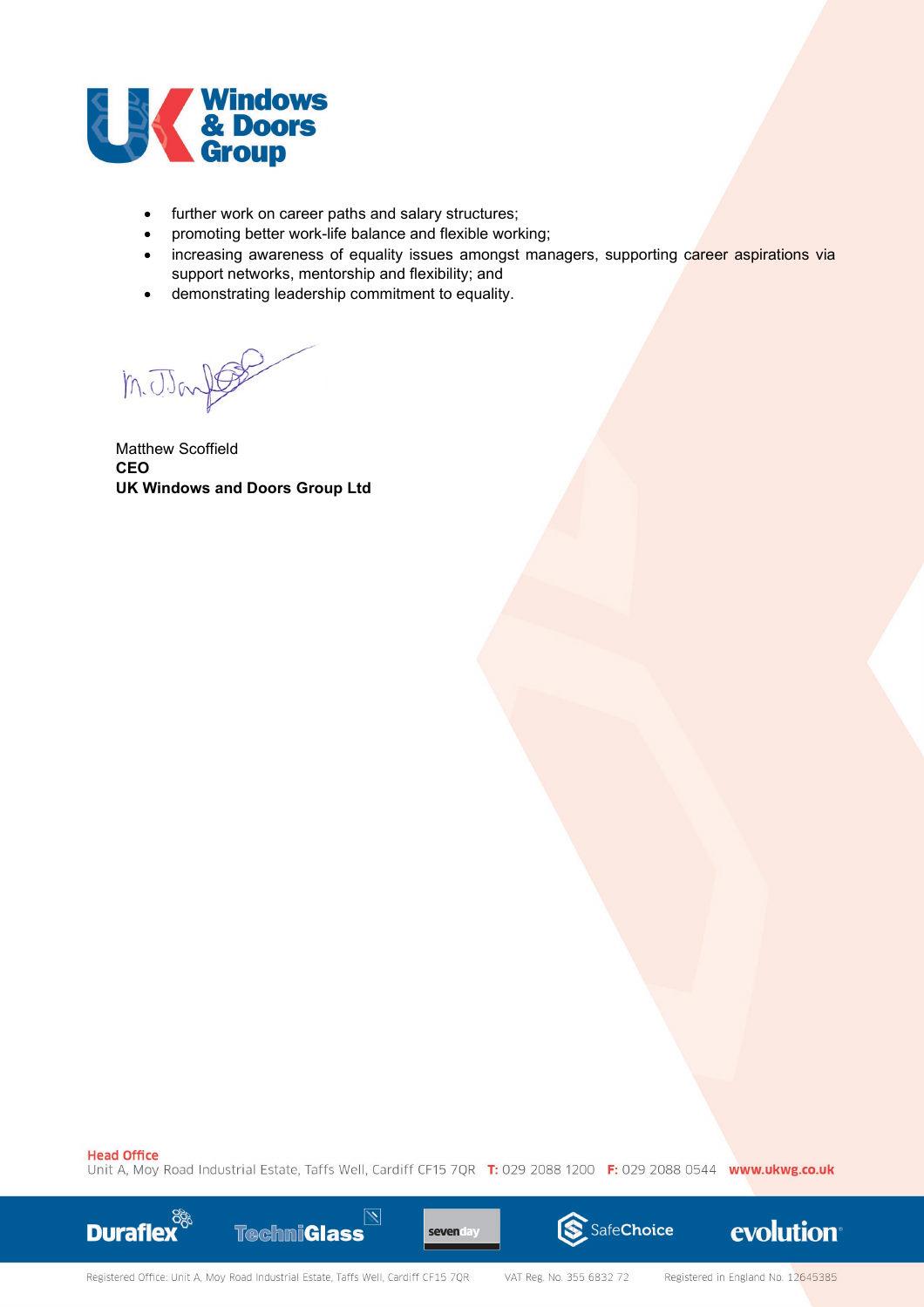- further work on career paths and salary structures;
- promoting better work-life balance and flexible working;
- increasing awareness of equality issues amongst managers, supporting career aspirations via support networks, mentorship and flexibility; and
- demonstrating leadership commitment to equality.

Matthew Scoffield
**CEO**
**UK Windows and Doors Group Ltd**

Head Office
Unit A, Moy Road Industrial Estate, Taffs Well, Cardiff CF15 7QR T: 029 2088 1200 F: 029 2088 0544 www.ukwg.co.uk

Registered Office: Unit A, Moy Road Industrial Estate, Taffs Well, Cardiff CF15 7QR VAT Reg. No. 355 6832 72 Registered in England No. 12645385